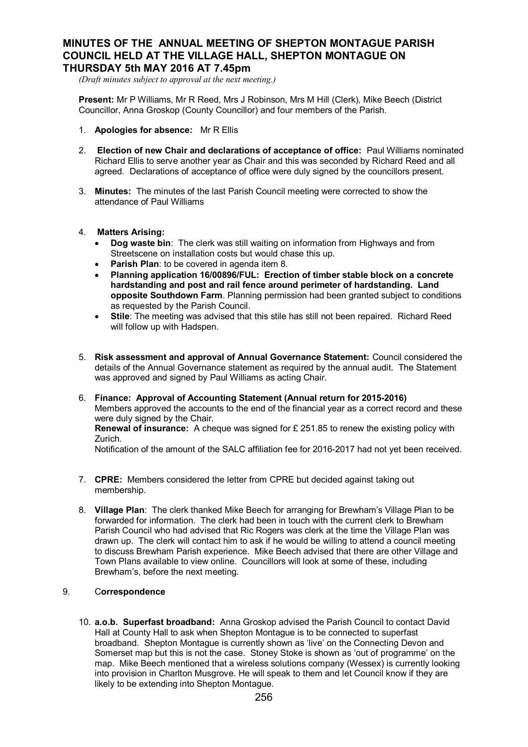# MINUTES OF THE ANNUAL MEETING OF SHEPTON MONTAGUE PARISH COUNCIL HELD AT THE VILLAGE HALL, SHEPTON MONTAGUE ON THURSDAY 5th MAY 2016 AT 7.45pm

*(Draft minutes subject to approval at the next meeting.)*

**Present:** Mr P Williams, Mr R Reed, Mrs J Robinson, Mrs M Hill (Clerk), Mike Beech (District Councillor, Anna Groskop (County Councillor) and four members of the Parish.

1. **Apologies for absence:** Mr R Ellis

2. **Election of new Chair and declarations of acceptance of office:** Paul Williams nominated Richard Ellis to serve another year as Chair and this was seconded by Richard Reed and all agreed. Declarations of acceptance of office were duly signed by the councillors present.

3. **Minutes:** The minutes of the last Parish Council meeting were corrected to show the attendance of Paul Williams

4. **Matters Arising:**
   - **Dog waste bin**: The clerk was still waiting on information from Highways and from Streetscene on installation costs but would chase this up.
   - **Parish Plan**: to be covered in agenda item 8.
   - **Planning application 16/00896/FUL: Erection of timber stable block on a concrete hardstanding and post and rail fence around perimeter of hardstanding. Land opposite Southdown Farm**. Planning permission had been granted subject to conditions as requested by the Parish Council.
   - **Stile**: The meeting was advised that this stile has still not been repaired. Richard Reed will follow up with Hadspen.

5. **Risk assessment and approval of Annual Governance Statement:** Council considered the details of the Annual Governance statement as required by the annual audit. The Statement was approved and signed by Paul Williams as acting Chair.

6. **Finance: Approval of Accounting Statement (Annual return for 2015-2016)**
   Members approved the accounts to the end of the financial year as a correct record and these were duly signed by the Chair.
   **Renewal of insurance:** A cheque was signed for £ 251.85 to renew the existing policy with Zurich.
   Notification of the amount of the SALC affiliation fee for 2016-2017 had not yet been received.

7. **CPRE:** Members considered the letter from CPRE but decided against taking out membership.

8. **Village Plan**: The clerk thanked Mike Beech for arranging for Brewham's Village Plan to be forwarded for information. The clerk had been in touch with the current clerk to Brewham Parish Council who had advised that Ric Rogers was clerk at the time the Village Plan was drawn up. The clerk will contact him to ask if he would be willing to attend a council meeting to discuss Brewham Parish experience. Mike Beech advised that there are other Village and Town Plans available to view online. Councillors will look at some of these, including Brewham's, before the next meeting.

9. C**orrespondence**

10. **a.o.b. Superfast broadband:** Anna Groskop advised the Parish Council to contact David Hall at County Hall to ask when Shepton Montague is to be connected to superfast broadband. Shepton Montague is currently shown as 'live' on the Connecting Devon and Somerset map but this is not the case. Stoney Stoke is shown as 'out of programme' on the map. Mike Beech mentioned that a wireless solutions company (Wessex) is currently looking into provision in Charlton Musgrove. He will speak to them and let Council know if they are likely to be extending into Shepton Montague.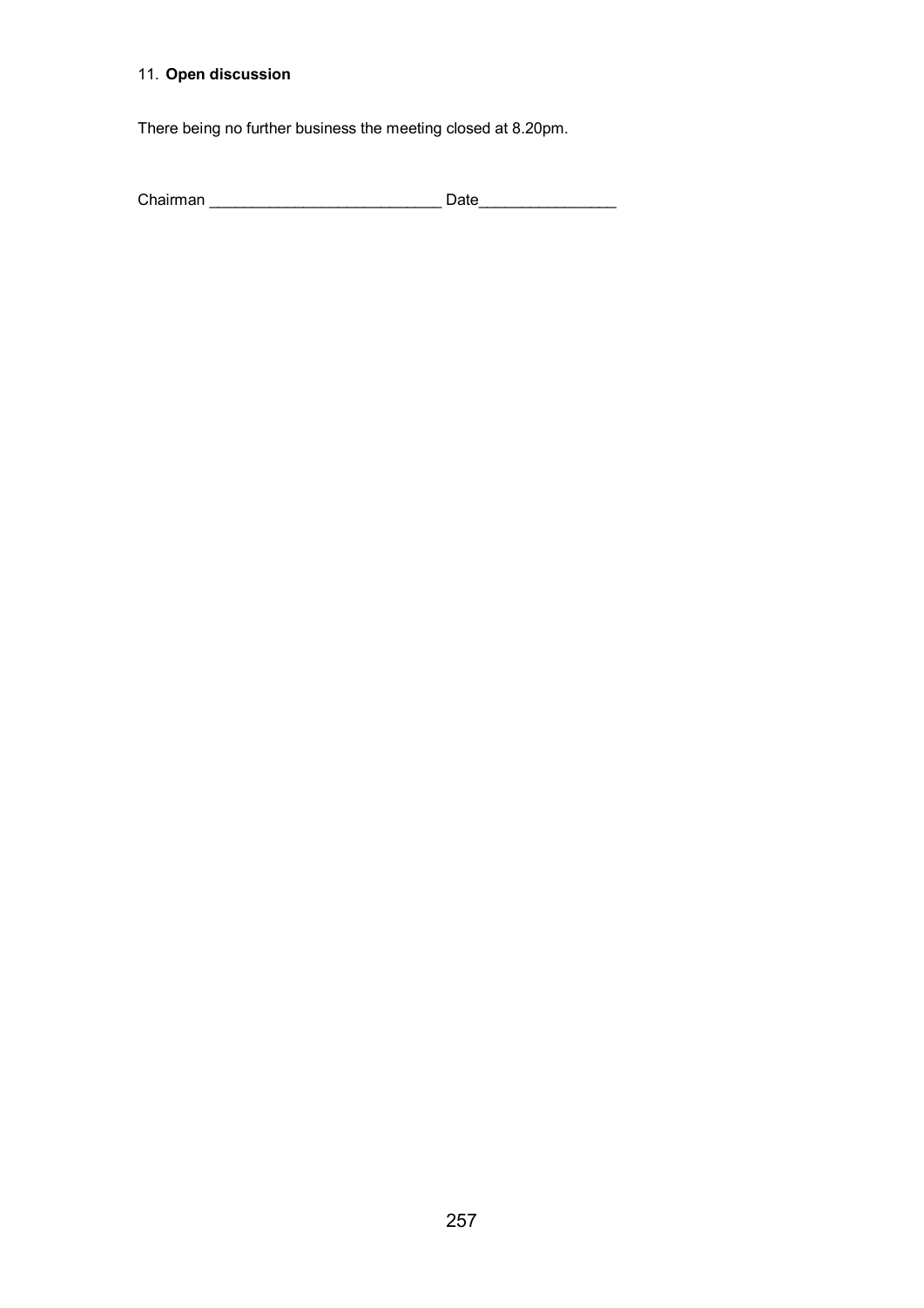11. **Open discussion**

There being no further business the meeting closed at 8.20pm.

Chairman ___________________________ Date________________